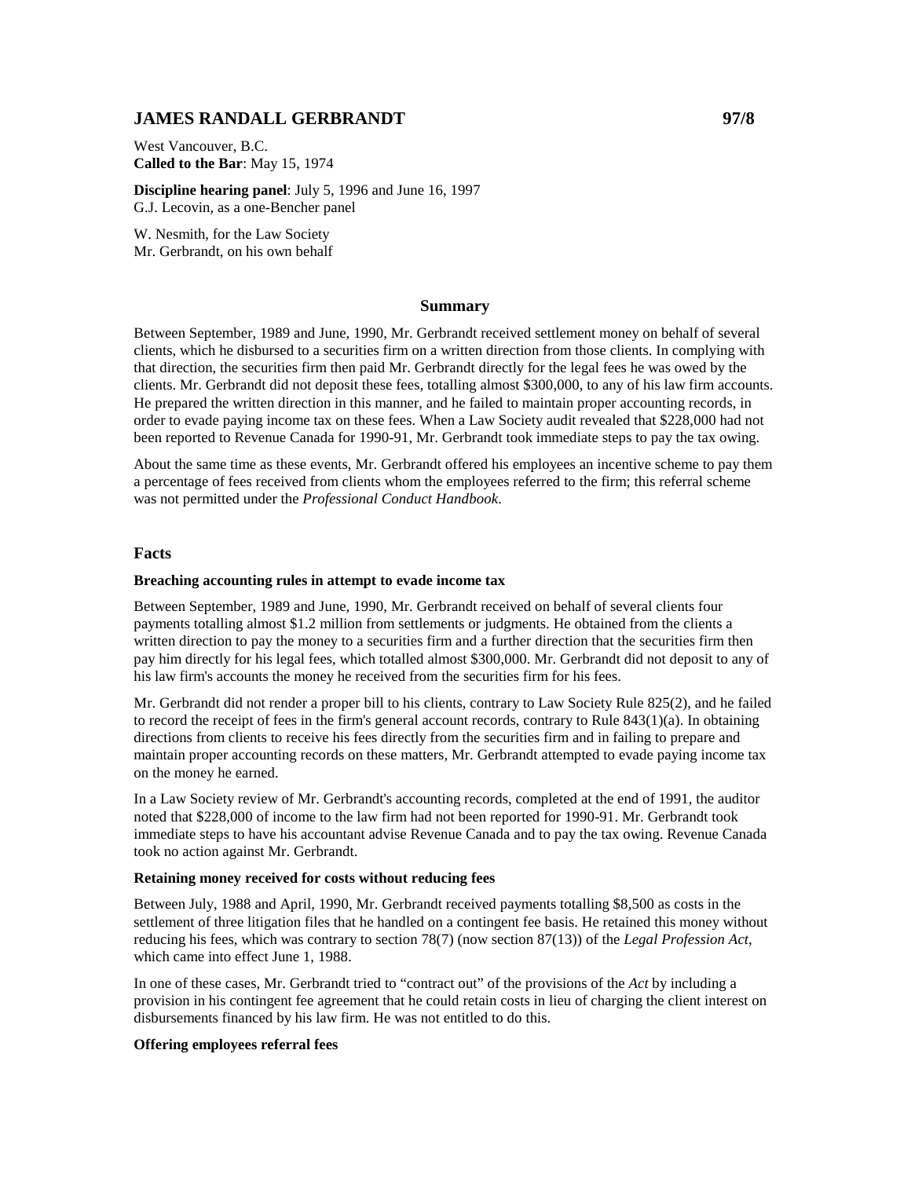# JAMES RANDALL GERBRANDT 97/8

West Vancouver, B.C.
**Called to the Bar**: May 15, 1974

**Discipline hearing panel**: July 5, 1996 and June 16, 1997
G.J. Lecovin, as a one-Bencher panel

W. Nesmith, for the Law Society
Mr. Gerbrandt, on his own behalf

## Summary

Between September, 1989 and June, 1990, Mr. Gerbrandt received settlement money on behalf of several clients, which he disbursed to a securities firm on a written direction from those clients. In complying with that direction, the securities firm then paid Mr. Gerbrandt directly for the legal fees he was owed by the clients. Mr. Gerbrandt did not deposit these fees, totalling almost $300,000, to any of his law firm accounts. He prepared the written direction in this manner, and he failed to maintain proper accounting records, in order to evade paying income tax on these fees. When a Law Society audit revealed that $228,000 had not been reported to Revenue Canada for 1990-91, Mr. Gerbrandt took immediate steps to pay the tax owing.

About the same time as these events, Mr. Gerbrandt offered his employees an incentive scheme to pay them a percentage of fees received from clients whom the employees referred to the firm; this referral scheme was not permitted under the *Professional Conduct Handbook*.

## Facts

### Breaching accounting rules in attempt to evade income tax

Between September, 1989 and June, 1990, Mr. Gerbrandt received on behalf of several clients four payments totalling almost $1.2 million from settlements or judgments. He obtained from the clients a written direction to pay the money to a securities firm and a further direction that the securities firm then pay him directly for his legal fees, which totalled almost $300,000. Mr. Gerbrandt did not deposit to any of his law firm's accounts the money he received from the securities firm for his fees.

Mr. Gerbrandt did not render a proper bill to his clients, contrary to Law Society Rule 825(2), and he failed to record the receipt of fees in the firm's general account records, contrary to Rule 843(1)(a). In obtaining directions from clients to receive his fees directly from the securities firm and in failing to prepare and maintain proper accounting records on these matters, Mr. Gerbrandt attempted to evade paying income tax on the money he earned.

In a Law Society review of Mr. Gerbrandt's accounting records, completed at the end of 1991, the auditor noted that $228,000 of income to the law firm had not been reported for 1990-91. Mr. Gerbrandt took immediate steps to have his accountant advise Revenue Canada and to pay the tax owing. Revenue Canada took no action against Mr. Gerbrandt.

### Retaining money received for costs without reducing fees

Between July, 1988 and April, 1990, Mr. Gerbrandt received payments totalling $8,500 as costs in the settlement of three litigation files that he handled on a contingent fee basis. He retained this money without reducing his fees, which was contrary to section 78(7) (now section 87(13)) of the *Legal Profession Act*, which came into effect June 1, 1988.

In one of these cases, Mr. Gerbrandt tried to "contract out" of the provisions of the *Act* by including a provision in his contingent fee agreement that he could retain costs in lieu of charging the client interest on disbursements financed by his law firm. He was not entitled to do this.

### Offering employees referral fees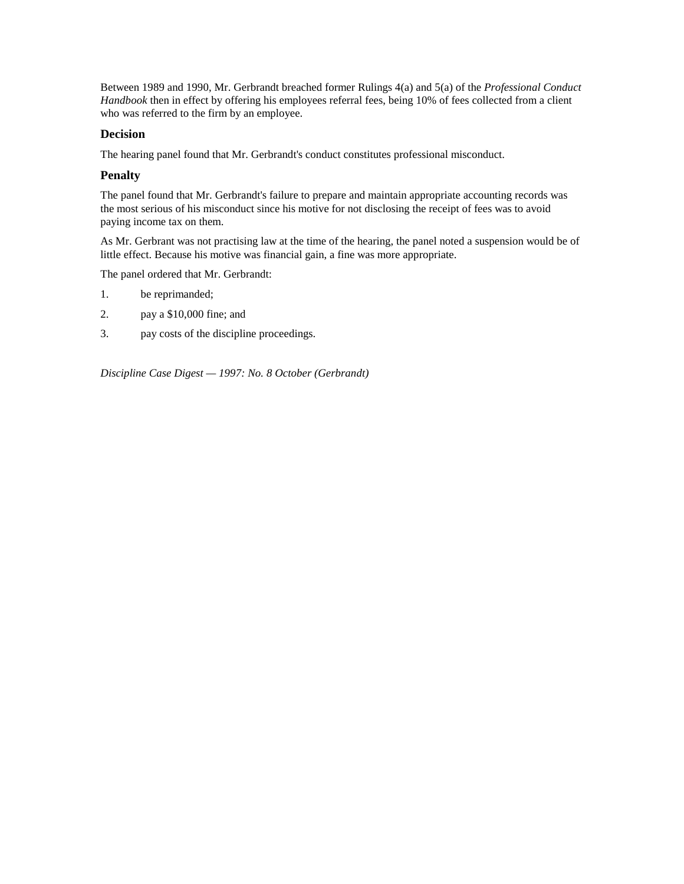Between 1989 and 1990, Mr. Gerbrandt breached former Rulings 4(a) and 5(a) of the *Professional Conduct Handbook* then in effect by offering his employees referral fees, being 10% of fees collected from a client who was referred to the firm by an employee.

## Decision

The hearing panel found that Mr. Gerbrandt's conduct constitutes professional misconduct.

## Penalty

The panel found that Mr. Gerbrandt's failure to prepare and maintain appropriate accounting records was the most serious of his misconduct since his motive for not disclosing the receipt of fees was to avoid paying income tax on them.

As Mr. Gerbrant was not practising law at the time of the hearing, the panel noted a suspension would be of little effect. Because his motive was financial gain, a fine was more appropriate.

The panel ordered that Mr. Gerbrandt:

1. be reprimanded;
2. pay a $10,000 fine; and
3. pay costs of the discipline proceedings.

*Discipline Case Digest — 1997: No. 8 October (Gerbrandt)*